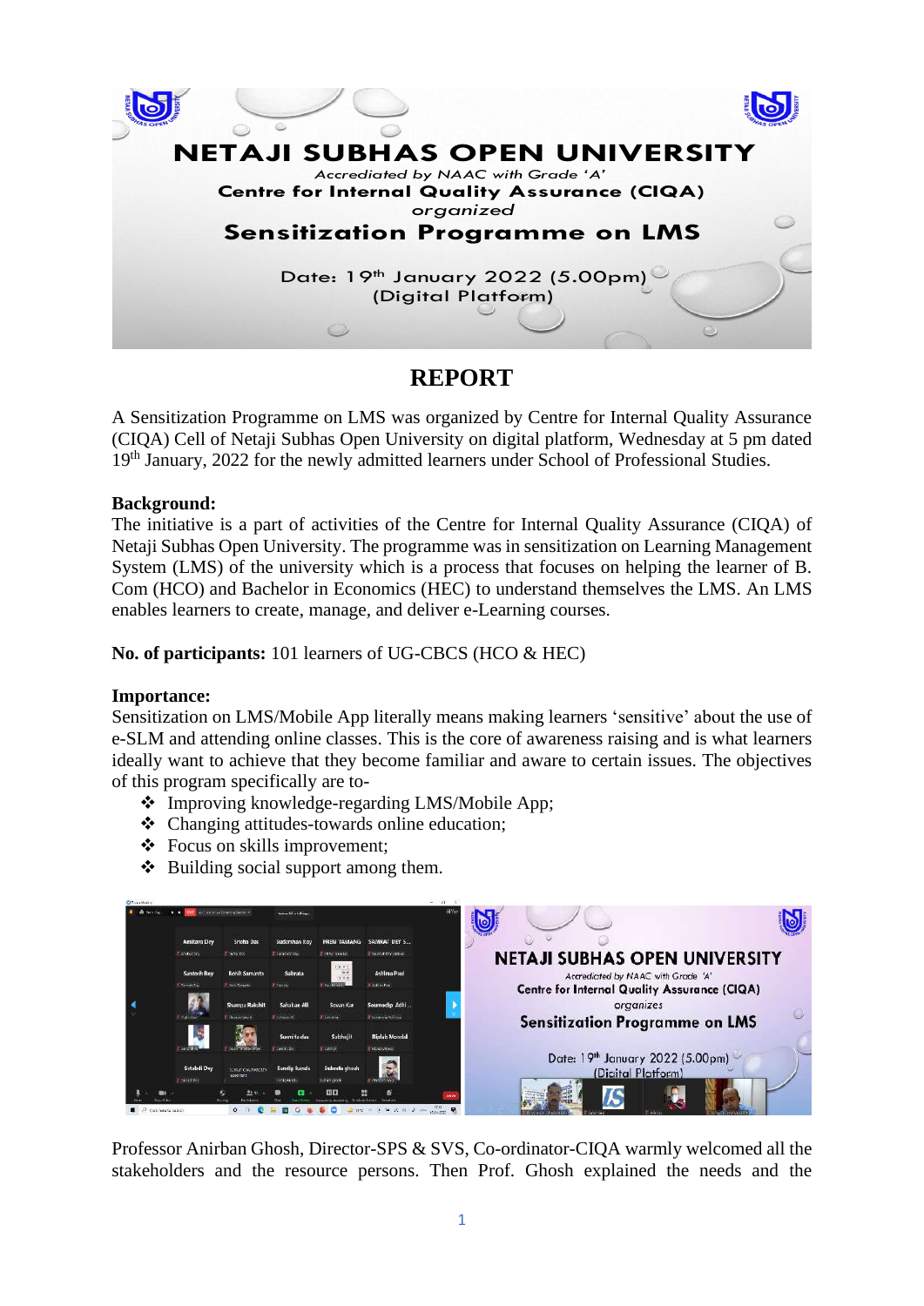# NETAJI SUBHAS OPEN UNIVERSITY

*Accredited by NAAC with Grade 'A'*

**Centre for Internal Quality Assurance (CIQA)**

*organized*

**Sensitization Programme on LMS**

Date: 19th January 2022 (5.00pm)
(Digital Platform)

## REPORT

A Sensitization Programme on LMS was organized by Centre for Internal Quality Assurance (CIQA) Cell of Netaji Subhas Open University on digital platform, Wednesday at 5 pm dated 19th January, 2022 for the newly admitted learners under School of Professional Studies.

**Background:**
The initiative is a part of activities of the Centre for Internal Quality Assurance (CIQA) of Netaji Subhas Open University. The programme was in sensitization on Learning Management System (LMS) of the university which is a process that focuses on helping the learner of B. Com (HCO) and Bachelor in Economics (HEC) to understand themselves the LMS. An LMS enables learners to create, manage, and deliver e-Learning courses.

**No. of participants:** 101 learners of UG-CBCS (HCO & HEC)

**Importance:**
Sensitization on LMS/Mobile App literally means making learners 'sensitive' about the use of e-SLM and attending online classes. This is the core of awareness raising and is what learners ideally want to achieve that they become familiar and aware to certain issues. The objectives of this program specifically are to-

- Improving knowledge-regarding LMS/Mobile App;
- Changing attitudes-towards online education;
- Focus on skills improvement;
- Building social support among them.

Professor Anirban Ghosh, Director-SPS & SVS, Co-ordinator-CIQA warmly welcomed all the stakeholders and the resource persons. Then Prof. Ghosh explained the needs and the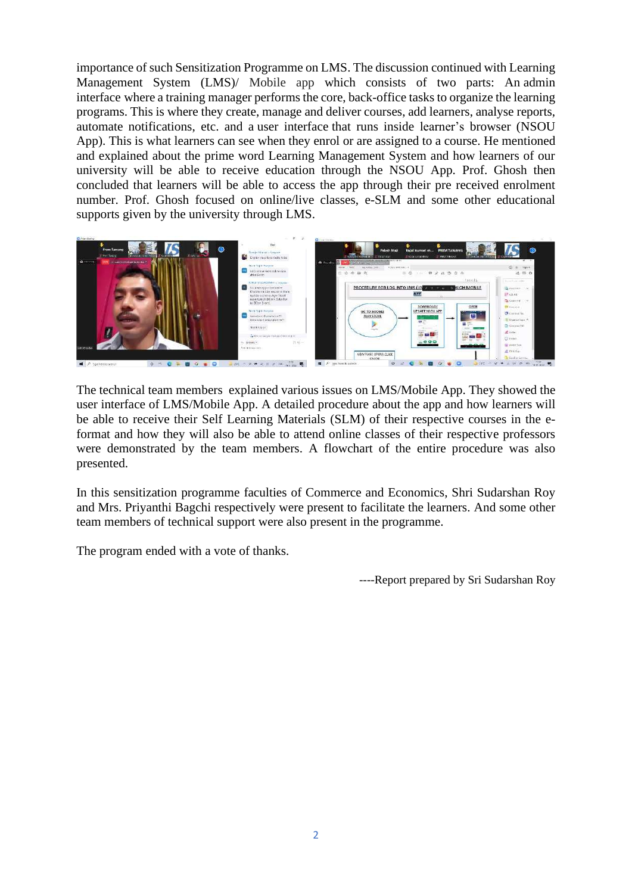importance of such Sensitization Programme on LMS. The discussion continued with Learning Management System (LMS)/ Mobile app which consists of two parts: An admin interface where a training manager performs the core, back-office tasks to organize the learning programs. This is where they create, manage and deliver courses, add learners, analyse reports, automate notifications, etc. and a user interface that runs inside learner's browser (NSOU App). This is what learners can see when they enrol or are assigned to a course. He mentioned and explained about the prime word Learning Management System and how learners of our university will be able to receive education through the NSOU App. Prof. Ghosh then concluded that learners will be able to access the app through their pre received enrolment number. Prof. Ghosh focused on online/live classes, e-SLM and some other educational supports given by the university through LMS.

The technical team members explained various issues on LMS/Mobile App. They showed the user interface of LMS/Mobile App. A detailed procedure about the app and how learners will be able to receive their Self Learning Materials (SLM) of their respective courses in the e-format and how they will also be able to attend online classes of their respective professors were demonstrated by the team members. A flowchart of the entire procedure was also presented.

In this sensitization programme faculties of Commerce and Economics, Shri Sudarshan Roy and Mrs. Priyanthi Bagchi respectively were present to facilitate the learners. And some other team members of technical support were also present in the programme.

The program ended with a vote of thanks.

----Report prepared by Sri Sudarshan Roy